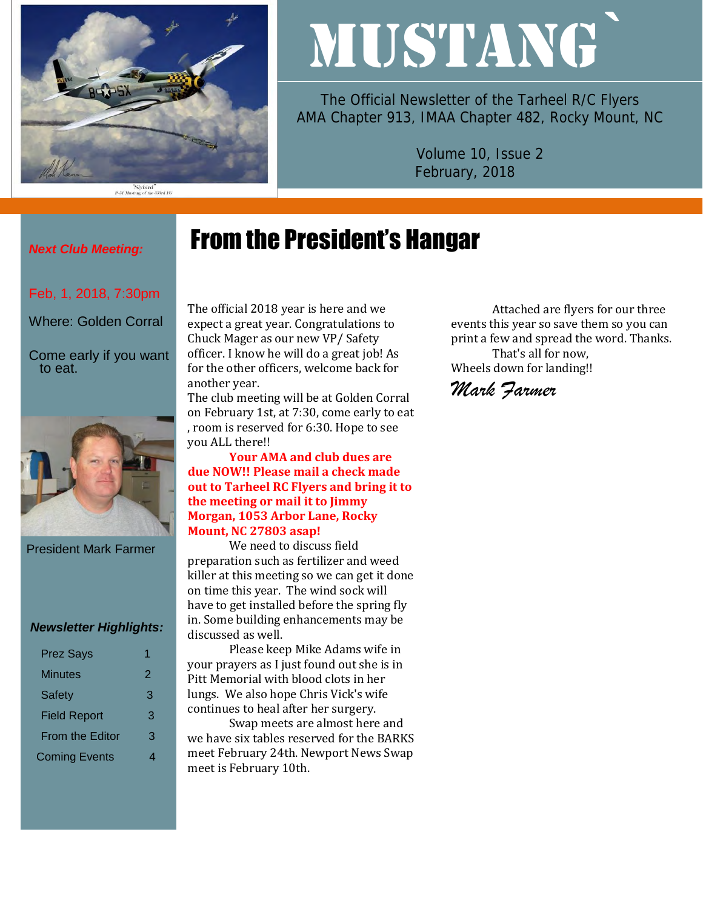# MUSTANG

The Official Newsletter of the Tarheel R/C Flyers
AMA Chapter 913, IMAA Chapter 482, Rocky Mount, NC

Volume 10, Issue 2
February, 2018

***Next Club Meeting:***

Feb, 1, 2018, 7:30pm

Where: Golden Corral

Come early if you want to eat.

President Mark Farmer

***Newsletter Highlights:***

| | |
|---|---|
| Prez Says | 1 |
| Minutes | 2 |
| Safety | 3 |
| Field Report | 3 |
| From the Editor | 3 |
| Coming Events | 4 |

## From the President's Hangar

The official 2018 year is here and we expect a great year. Congratulations to Chuck Mager as our new VP/ Safety officer. I know he will do a great job! As for the other officers, welcome back for another year.

The club meeting will be at Golden Corral on February 1st, at 7:30, come early to eat , room is reserved for 6:30. Hope to see you ALL there!!

**Your AMA and club dues are due NOW!! Please mail a check made out to Tarheel RC Flyers and bring it to the meeting or mail it to Jimmy Morgan, 1053 Arbor Lane, Rocky Mount, NC 27803 asap!**

We need to discuss field preparation such as fertilizer and weed killer at this meeting so we can get it done on time this year. The wind sock will have to get installed before the spring fly in. Some building enhancements may be discussed as well.

Please keep Mike Adams wife in your prayers as I just found out she is in Pitt Memorial with blood clots in her lungs. We also hope Chris Vick's wife continues to heal after her surgery.

Swap meets are almost here and we have six tables reserved for the BARKS meet February 24th. Newport News Swap meet is February 10th.

Attached are flyers for our three events this year so save them so you can print a few and spread the word. Thanks.

That's all for now,

Wheels down for landing!!

*Mark Farmer*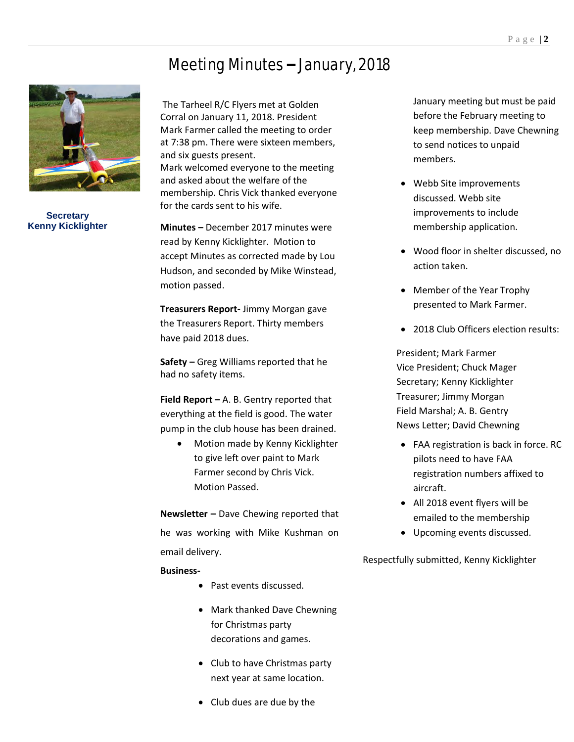# Meeting Minutes – January, 2018

**Secretary**
**Kenny Kicklighter**

The Tarheel R/C Flyers met at Golden Corral on January 11, 2018. President Mark Farmer called the meeting to order at 7:38 pm. There were sixteen members, and six guests present.
Mark welcomed everyone to the meeting and asked about the welfare of the membership. Chris Vick thanked everyone for the cards sent to his wife.

**Minutes –** December 2017 minutes were read by Kenny Kicklighter. Motion to accept Minutes as corrected made by Lou Hudson, and seconded by Mike Winstead, motion passed.

**Treasurers Report-** Jimmy Morgan gave the Treasurers Report. Thirty members have paid 2018 dues.

**Safety –** Greg Williams reported that he had no safety items.

**Field Report –** A. B. Gentry reported that everything at the field is good. The water pump in the club house has been drained.

- Motion made by Kenny Kicklighter to give left over paint to Mark Farmer second by Chris Vick. Motion Passed.

**Newsletter –** Dave Chewing reported that he was working with Mike Kushman on email delivery.

**Business-**

- Past events discussed.
- Mark thanked Dave Chewning for Christmas party decorations and games.
- Club to have Christmas party next year at same location.
- Club dues are due by the January meeting but must be paid before the February meeting to keep membership. Dave Chewning to send notices to unpaid members.
- Webb Site improvements discussed. Webb site improvements to include membership application.
- Wood floor in shelter discussed, no action taken.
- Member of the Year Trophy presented to Mark Farmer.
- 2018 Club Officers election results:

President; Mark Farmer
Vice President; Chuck Mager
Secretary; Kenny Kicklighter
Treasurer; Jimmy Morgan
Field Marshal; A. B. Gentry
News Letter; David Chewning

- FAA registration is back in force. RC pilots need to have FAA registration numbers affixed to aircraft.
- All 2018 event flyers will be emailed to the membership
- Upcoming events discussed.

Respectfully submitted, Kenny Kicklighter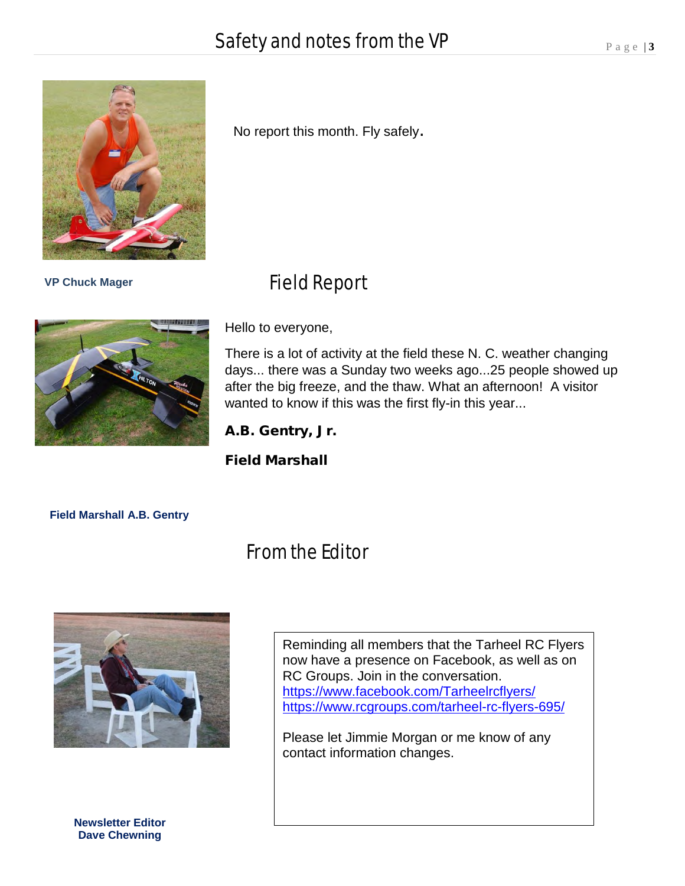## Safety and notes from the VP

No report this month. Fly safely.

**VP Chuck Mager**

## Field Report

Hello to everyone,

There is a lot of activity at the field these N. C. weather changing days... there was a Sunday two weeks ago...25 people showed up after the big freeze, and the thaw. What an afternoon! A visitor wanted to know if this was the first fly-in this year...

**A.B. Gentry, Jr.**

**Field Marshall**

**Field Marshall A.B. Gentry**

## From the Editor

Reminding all members that the Tarheel RC Flyers now have a presence on Facebook, as well as on RC Groups. Join in the conversation.
https://www.facebook.com/Tarheelrcflyers/
https://www.rcgroups.com/tarheel-rc-flyers-695/

Please let Jimmie Morgan or me know of any contact information changes.

**Newsletter Editor**
**Dave Chewning**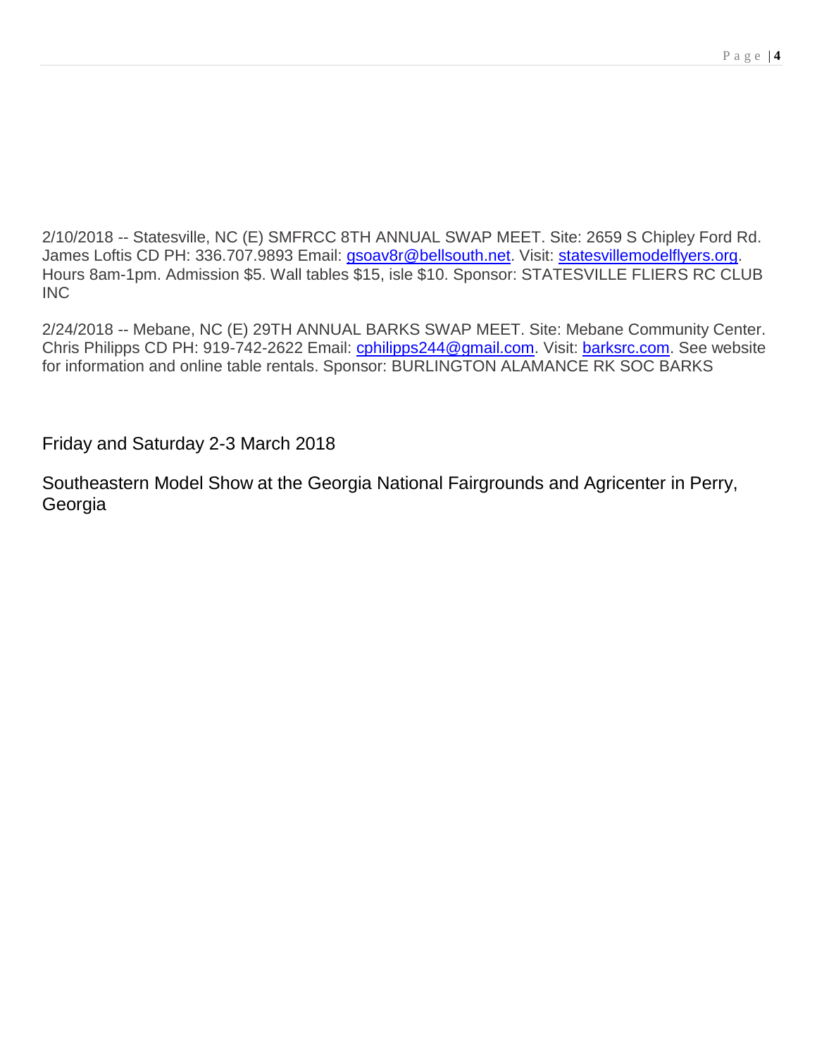2/10/2018 -- Statesville, NC (E) SMFRCC 8TH ANNUAL SWAP MEET. Site: 2659 S Chipley Ford Rd. James Loftis CD PH: 336.707.9893 Email: gsoav8r@bellsouth.net. Visit: statesvillemodelflyers.org. Hours 8am-1pm. Admission $5. Wall tables $15, isle $10. Sponsor: STATESVILLE FLIERS RC CLUB INC

2/24/2018 -- Mebane, NC (E) 29TH ANNUAL BARKS SWAP MEET. Site: Mebane Community Center. Chris Philipps CD PH: 919-742-2622 Email: cphilipps244@gmail.com. Visit: barksrc.com. See website for information and online table rentals. Sponsor: BURLINGTON ALAMANCE RK SOC BARKS

Friday and Saturday 2-3 March 2018

Southeastern Model Show at the Georgia National Fairgrounds and Agricenter in Perry, Georgia